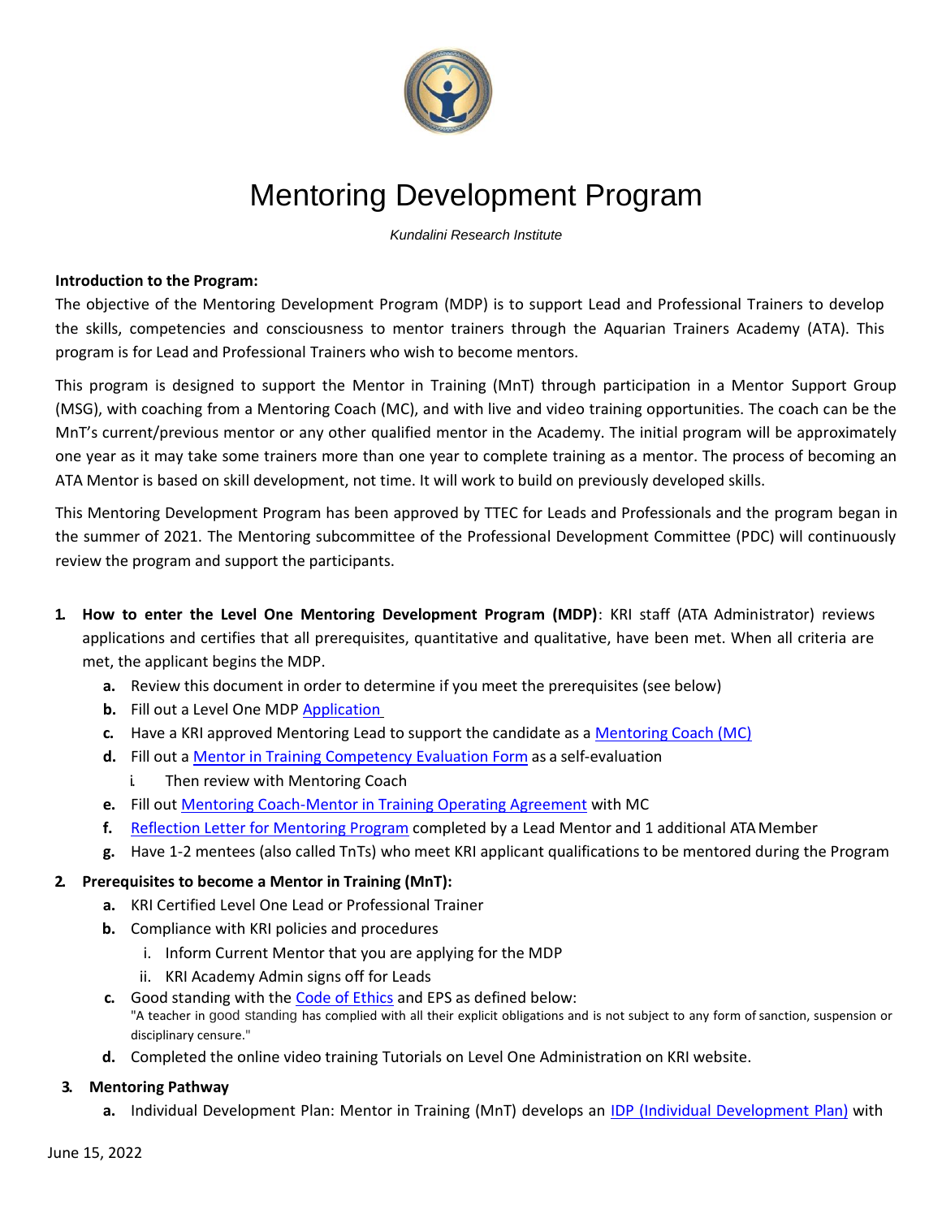# Mentoring Development Program

*Kundalini Research Institute*

**Introduction to the Program:**

The objective of the Mentoring Development Program (MDP) is to support Lead and Professional Trainers to develop the skills, competencies and consciousness to mentor trainers through the Aquarian Trainers Academy (ATA). This program is for Lead and Professional Trainers who wish to become mentors.

This program is designed to support the Mentor in Training (MnT) through participation in a Mentor Support Group (MSG), with coaching from a Mentoring Coach (MC), and with live and video training opportunities. The coach can be the MnT's current/previous mentor or any other qualified mentor in the Academy. The initial program will be approximately one year as it may take some trainers more than one year to complete training as a mentor. The process of becoming an ATA Mentor is based on skill development, not time. It will work to build on previously developed skills.

This Mentoring Development Program has been approved by TTEC for Leads and Professionals and the program began in the summer of 2021. The Mentoring subcommittee of the Professional Development Committee (PDC) will continuously review the program and support the participants.

1. **How to enter the Level One Mentoring Development Program (MDP)**: KRI staff (ATA Administrator) reviews applications and certifies that all prerequisites, quantitative and qualitative, have been met. When all criteria are met, the applicant begins the MDP.
   a. Review this document in order to determine if you meet the prerequisites (see below)
   b. Fill out a Level One MDP Application
   c. Have a KRI approved Mentoring Lead to support the candidate as a Mentoring Coach (MC)
   d. Fill out a Mentor in Training Competency Evaluation Form as a self-evaluation
      i. Then review with Mentoring Coach
   e. Fill out Mentoring Coach-Mentor in Training Operating Agreement with MC
   f. Reflection Letter for Mentoring Program completed by a Lead Mentor and 1 additional ATA Member
   g. Have 1-2 mentees (also called TnTs) who meet KRI applicant qualifications to be mentored during the Program

2. **Prerequisites to become a Mentor in Training (MnT):**
   a. KRI Certified Level One Lead or Professional Trainer
   b. Compliance with KRI policies and procedures
      i. Inform Current Mentor that you are applying for the MDP
      ii. KRI Academy Admin signs off for Leads
   c. Good standing with the Code of Ethics and EPS as defined below:
      "A teacher in good standing has complied with all their explicit obligations and is not subject to any form of sanction, suspension or disciplinary censure."
   d. Completed the online video training Tutorials on Level One Administration on KRI website.

3. **Mentoring Pathway**
   a. Individual Development Plan: Mentor in Training (MnT) develops an IDP (Individual Development Plan) with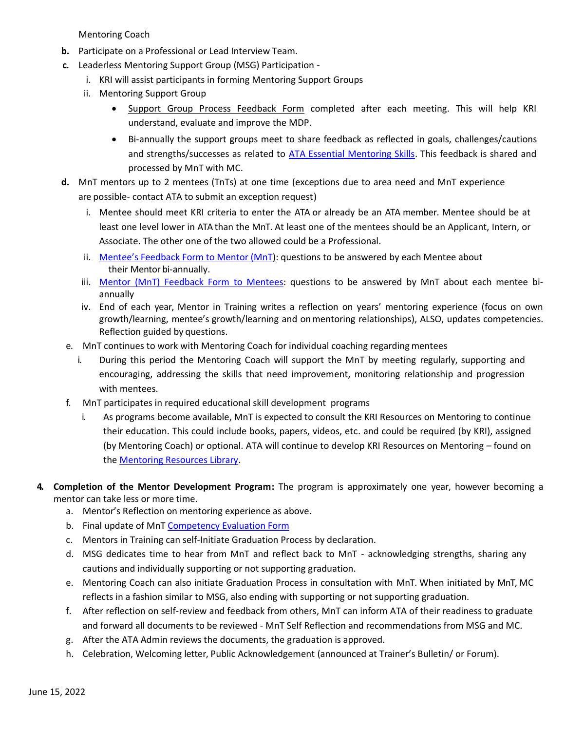Mentoring Coach

b. Participate on a Professional or Lead Interview Team.

c. Leaderless Mentoring Support Group (MSG) Participation -
   i. KRI will assist participants in forming Mentoring Support Groups
   ii. Mentoring Support Group
      - Support Group Process Feedback Form completed after each meeting. This will help KRI understand, evaluate and improve the MDP.
      - Bi-annually the support groups meet to share feedback as reflected in goals, challenges/cautions and strengths/successes as related to ATA Essential Mentoring Skills. This feedback is shared and processed by MnT with MC.

d. MnT mentors up to 2 mentees (TnTs) at one time (exceptions due to area need and MnT experience are possible- contact ATA to submit an exception request)
   i. Mentee should meet KRI criteria to enter the ATA or already be an ATA member. Mentee should be at least one level lower in ATA than the MnT. At least one of the mentees should be an Applicant, Intern, or Associate. The other one of the two allowed could be a Professional.
   ii. Mentee's Feedback Form to Mentor (MnT): questions to be answered by each Mentee about their Mentor bi-annually.
   iii. Mentor (MnT) Feedback Form to Mentees: questions to be answered by MnT about each mentee bi-annually
   iv. End of each year, Mentor in Training writes a reflection on years' mentoring experience (focus on own growth/learning, mentee's growth/learning and on mentoring relationships), ALSO, updates competencies. Reflection guided by questions.

e. MnT continues to work with Mentoring Coach for individual coaching regarding mentees
   i. During this period the Mentoring Coach will support the MnT by meeting regularly, supporting and encouraging, addressing the skills that need improvement, monitoring relationship and progression with mentees.

f. MnT participates in required educational skill development programs
   i. As programs become available, MnT is expected to consult the KRI Resources on Mentoring to continue their education. This could include books, papers, videos, etc. and could be required (by KRI), assigned (by Mentoring Coach) or optional. ATA will continue to develop KRI Resources on Mentoring – found on the Mentoring Resources Library.

4. **Completion of the Mentor Development Program:** The program is approximately one year, however becoming a mentor can take less or more time.
   a. Mentor's Reflection on mentoring experience as above.
   b. Final update of MnT Competency Evaluation Form
   c. Mentors in Training can self-Initiate Graduation Process by declaration.
   d. MSG dedicates time to hear from MnT and reflect back to MnT - acknowledging strengths, sharing any cautions and individually supporting or not supporting graduation.
   e. Mentoring Coach can also initiate Graduation Process in consultation with MnT. When initiated by MnT, MC reflects in a fashion similar to MSG, also ending with supporting or not supporting graduation.
   f. After reflection on self-review and feedback from others, MnT can inform ATA of their readiness to graduate and forward all documents to be reviewed - MnT Self Reflection and recommendations from MSG and MC.
   g. After the ATA Admin reviews the documents, the graduation is approved.
   h. Celebration, Welcoming letter, Public Acknowledgement (announced at Trainer's Bulletin/ or Forum).

June 15, 2022